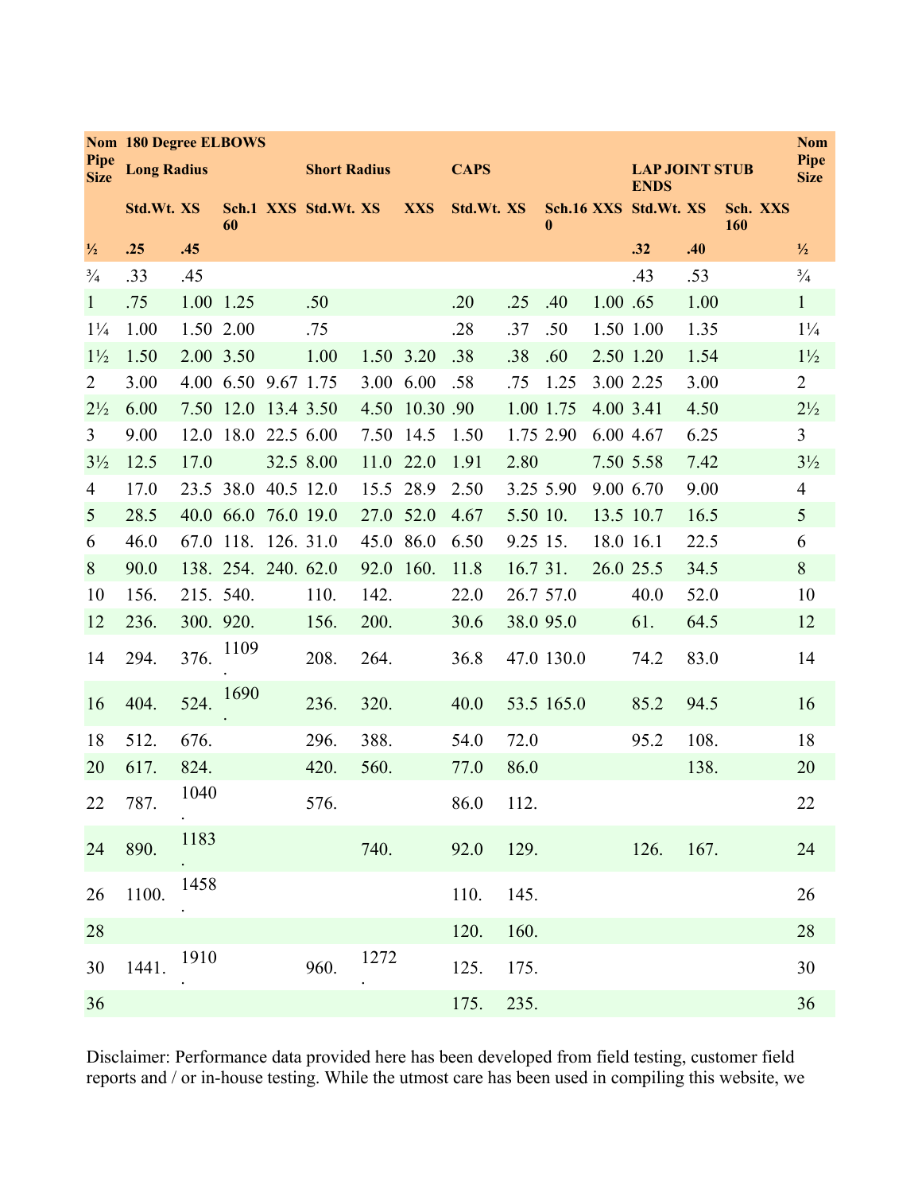| Nom Pipe Size | 180 Degree ELBOWS | | | | | | | CAPS | | | | LAP JOINT STUB ENDS | | | | Nom Pipe Size |
|---|---|---|---|---|---|---|---|---|---|---|---|---|---|---|---|---|
| | Long Radius | | | | Short Radius | | | | | | | | | | | |
| | Std.Wt. | XS | Sch.160 | XXS | Std.Wt. | XS | XXS | Std.Wt. | XS | Sch.160 | XXS | Std.Wt. | XS | Sch. 160 | XXS | |
| ½ | .25 | .45 | | | | | | | | | | .32 | .40 | | | ½ |
| ¾ | .33 | .45 | | | | | | | | | | .43 | .53 | | | ¾ |
| 1 | .75 | 1.00 | 1.25 | | .50 | | | .20 | .25 | .40 | 1.00 | .65 | 1.00 | | | 1 |
| 1¼ | 1.00 | 1.50 | 2.00 | | .75 | | | .28 | .37 | .50 | 1.50 | 1.00 | 1.35 | | | 1¼ |
| 1½ | 1.50 | 2.00 | 3.50 | | 1.00 | 1.50 | 3.20 | .38 | .38 | .60 | 2.50 | 1.20 | 1.54 | | | 1½ |
| 2 | 3.00 | 4.00 | 6.50 | 9.67 | 1.75 | 3.00 | 6.00 | .58 | .75 | 1.25 | 3.00 | 2.25 | 3.00 | | | 2 |
| 2½ | 6.00 | 7.50 | 12.0 | 13.4 | 3.50 | 4.50 | 10.30 | .90 | 1.00 | 1.75 | 4.00 | 3.41 | 4.50 | | | 2½ |
| 3 | 9.00 | 12.0 | 18.0 | 22.5 | 6.00 | 7.50 | 14.5 | 1.50 | 1.75 | 2.90 | 6.00 | 4.67 | 6.25 | | | 3 |
| 3½ | 12.5 | 17.0 | | 32.5 | 8.00 | 11.0 | 22.0 | 1.91 | 2.80 | | 7.50 | 5.58 | 7.42 | | | 3½ |
| 4 | 17.0 | 23.5 | 38.0 | 40.5 | 12.0 | 15.5 | 28.9 | 2.50 | 3.25 | 5.90 | 9.00 | 6.70 | 9.00 | | | 4 |
| 5 | 28.5 | 40.0 | 66.0 | 76.0 | 19.0 | 27.0 | 52.0 | 4.67 | 5.50 | 10. | 13.5 | 10.7 | 16.5 | | | 5 |
| 6 | 46.0 | 67.0 | 118. | 126. | 31.0 | 45.0 | 86.0 | 6.50 | 9.25 | 15. | 18.0 | 16.1 | 22.5 | | | 6 |
| 8 | 90.0 | 138. | 254. | 240. | 62.0 | 92.0 | 160. | 11.8 | 16.7 | 31. | 26.0 | 25.5 | 34.5 | | | 8 |
| 10 | 156. | 215. | 540. | | 110. | 142. | | 22.0 | 26.7 | 57.0 | | 40.0 | 52.0 | | | 10 |
| 12 | 236. | 300. | 920. | | 156. | 200. | | 30.6 | 38.0 | 95.0 | | 61. | 64.5 | | | 12 |
| 14 | 294. | 376. | 1109. | | 208. | 264. | | 36.8 | 47.0 | 130.0 | | 74.2 | 83.0 | | | 14 |
| 16 | 404. | 524. | 1690. | | 236. | 320. | | 40.0 | 53.5 | 165.0 | | 85.2 | 94.5 | | | 16 |
| 18 | 512. | 676. | | | 296. | 388. | | 54.0 | 72.0 | | | 95.2 | 108. | | | 18 |
| 20 | 617. | 824. | | | 420. | 560. | | 77.0 | 86.0 | | | | 138. | | | 20 |
| 22 | 787. | 1040. | | | 576. | | | 86.0 | 112. | | | | | | | 22 |
| 24 | 890. | 1183. | | | | 740. | | 92.0 | 129. | | | 126. | 167. | | | 24 |
| 26 | 1100. | 1458. | | | | | | 110. | 145. | | | | | | | 26 |
| 28 | | | | | | | | 120. | 160. | | | | | | | 28 |
| 30 | 1441. | 1910. | | | 960. | 1272. | | 125. | 175. | | | | | | | 30 |
| 36 | | | | | | | | 175. | 235. | | | | | | | 36 |

Disclaimer: Performance data provided here has been developed from field testing, customer field reports and / or in-house testing. While the utmost care has been used in compiling this website, we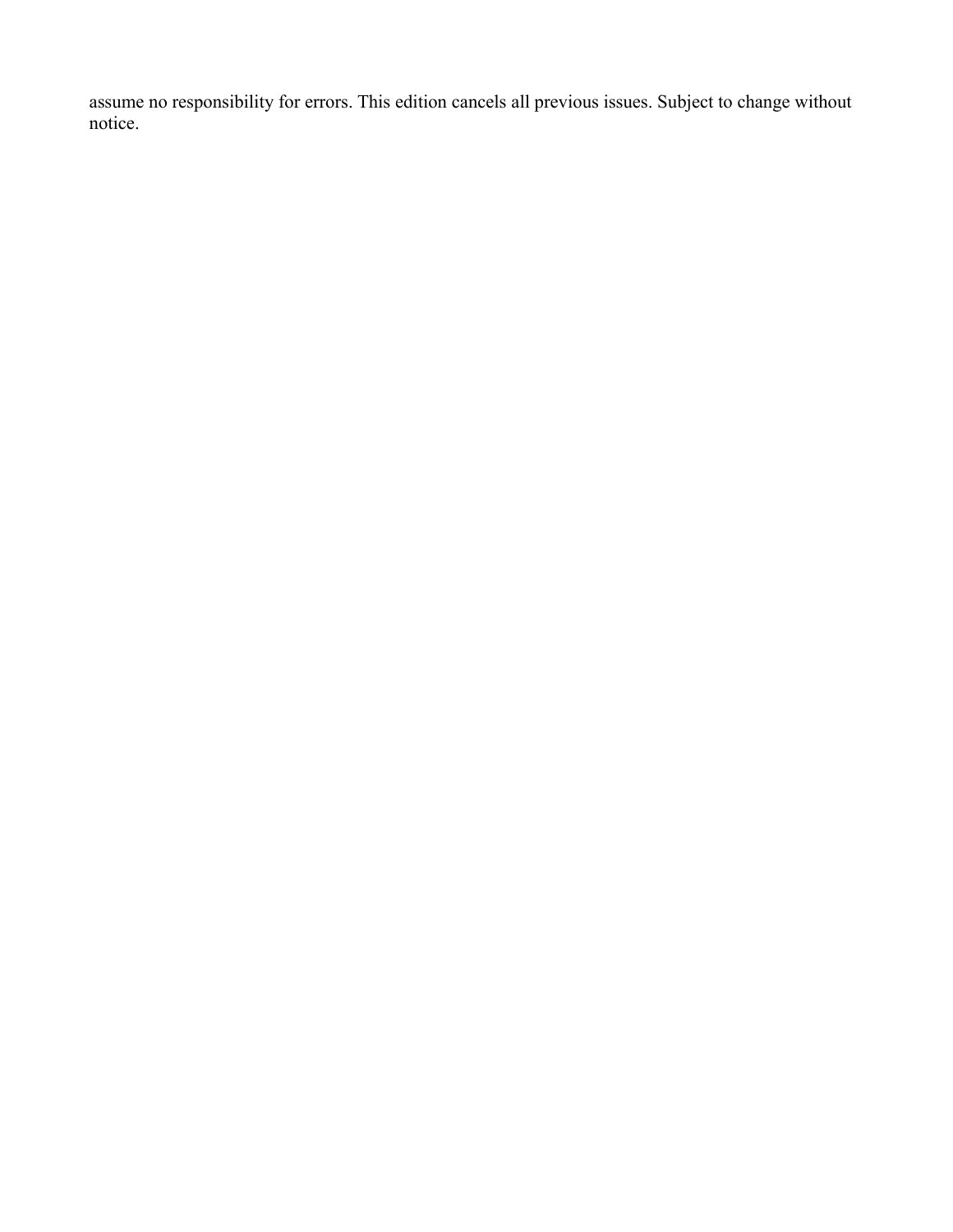assume no responsibility for errors. This edition cancels all previous issues. Subject to change without notice.